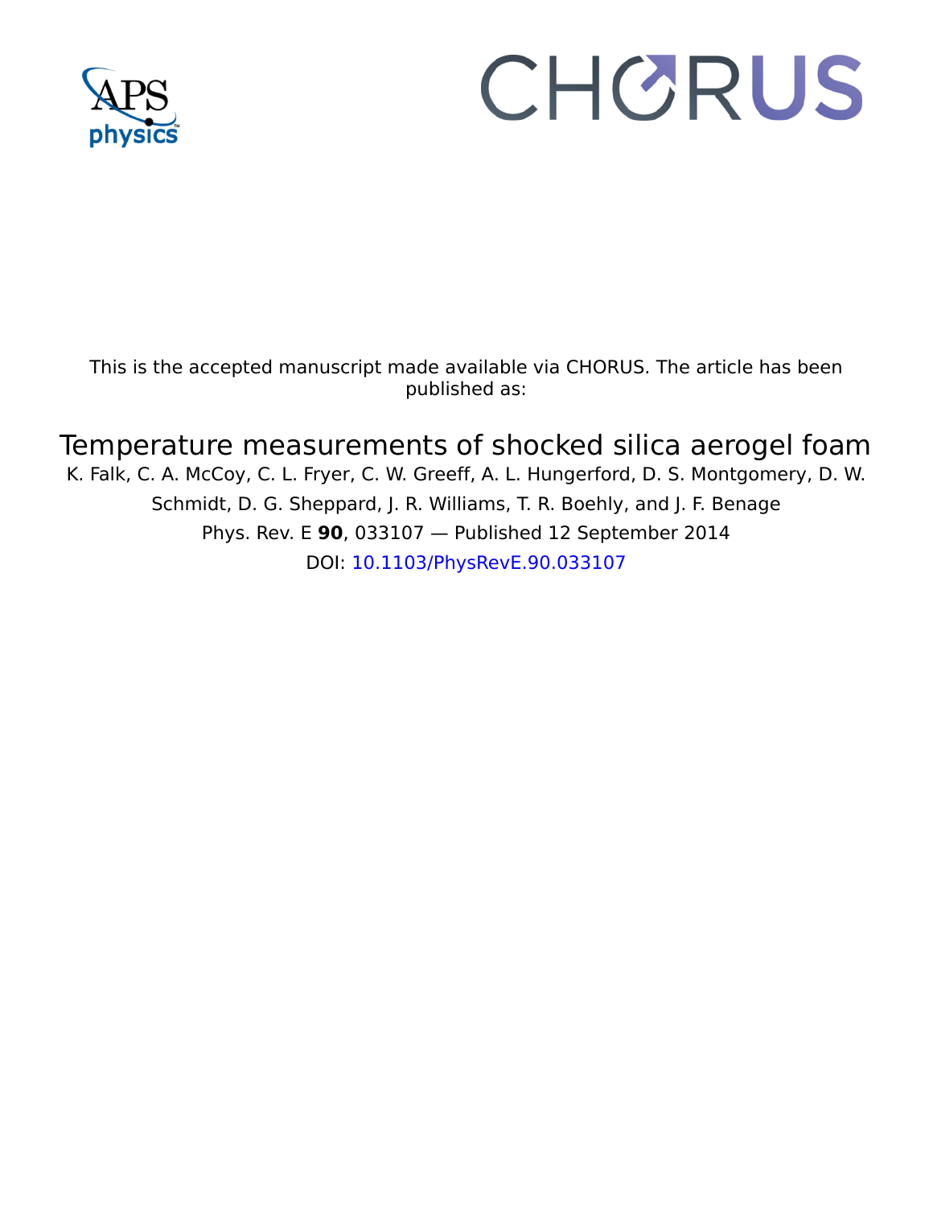This is the accepted manuscript made available via CHORUS. The article has been published as:

# Temperature measurements of shocked silica aerogel foam

K. Falk, C. A. McCoy, C. L. Fryer, C. W. Greeff, A. L. Hungerford, D. S. Montgomery, D. W. Schmidt, D. G. Sheppard, J. R. Williams, T. R. Boehly, and J. F. Benage

Phys. Rev. E **90**, 033107 — Published 12 September 2014

DOI: 10.1103/PhysRevE.90.033107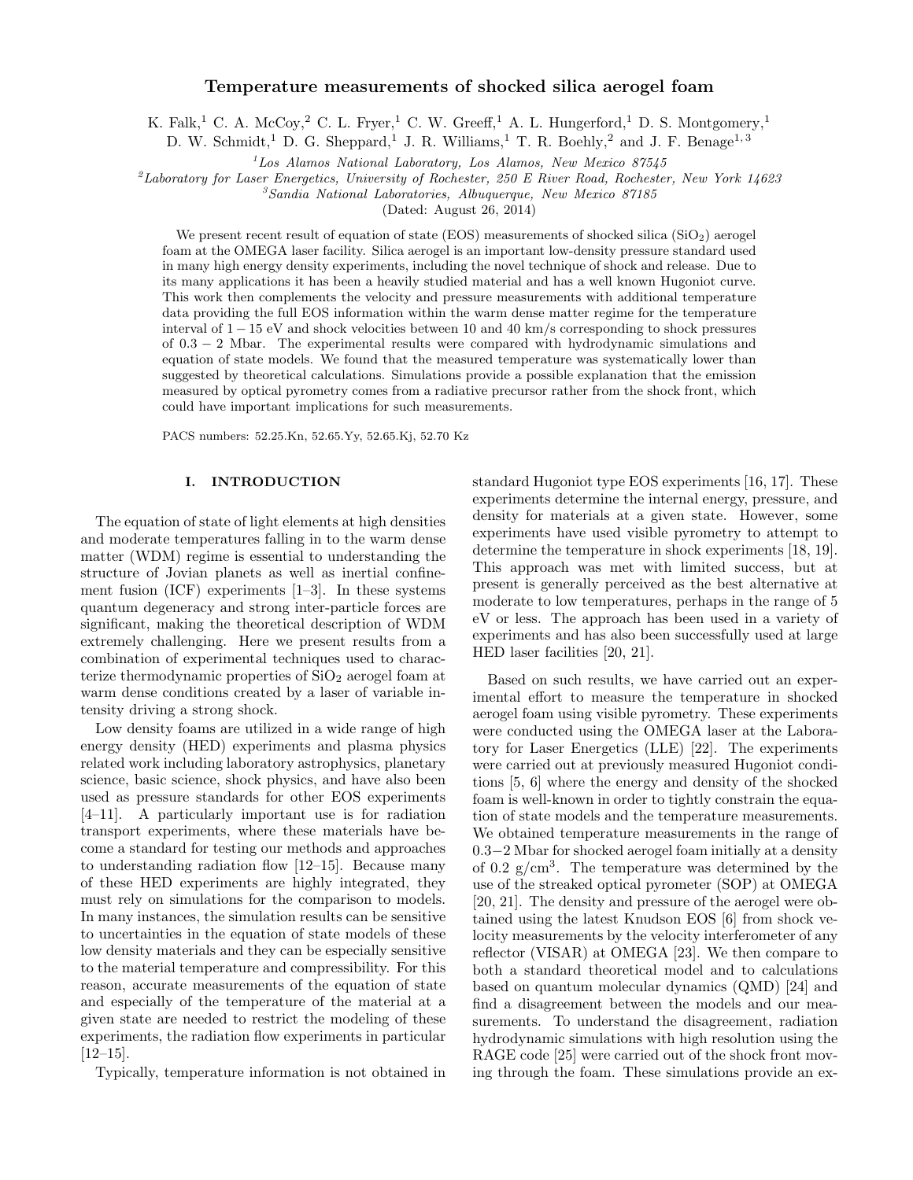# Temperature measurements of shocked silica aerogel foam

K. Falk,[1] C. A. McCoy,[2] C. L. Fryer,[1] C. W. Greeff,[1] A. L. Hungerford,[1] D. S. Montgomery,[1] D. W. Schmidt,[1] D. G. Sheppard,[1] J. R. Williams,[1] T. R. Boehly,[2] and J. F. Benage[1,3]

[1]*Los Alamos National Laboratory, Los Alamos, New Mexico 87545*
[2]*Laboratory for Laser Energetics, University of Rochester, 250 E River Road, Rochester, New York 14623*
[3]*Sandia National Laboratories, Albuquerque, New Mexico 87185*

(Dated: August 26, 2014)

We present recent result of equation of state (EOS) measurements of shocked silica ($SiO_2$) aerogel foam at the OMEGA laser facility. Silica aerogel is an important low-density pressure standard used in many high energy density experiments, including the novel technique of shock and release. Due to its many applications it has been a heavily studied material and has a well known Hugoniot curve. This work then complements the velocity and pressure measurements with additional temperature data providing the full EOS information within the warm dense matter regime for the temperature interval of $1-15$ eV and shock velocities between 10 and 40 km/s corresponding to shock pressures of $0.3-2$ Mbar. The experimental results were compared with hydrodynamic simulations and equation of state models. We found that the measured temperature was systematically lower than suggested by theoretical calculations. Simulations provide a possible explanation that the emission measured by optical pyrometry comes from a radiative precursor rather from the shock front, which could have important implications for such measurements.

PACS numbers: 52.25.Kn, 52.65.Yy, 52.65.Kj, 52.70 Kz

## I. INTRODUCTION

The equation of state of light elements at high densities and moderate temperatures falling in to the warm dense matter (WDM) regime is essential to understanding the structure of Jovian planets as well as inertial confinement fusion (ICF) experiments [1–3]. In these systems quantum degeneracy and strong inter-particle forces are significant, making the theoretical description of WDM extremely challenging. Here we present results from a combination of experimental techniques used to characterize thermodynamic properties of $SiO_2$ aerogel foam at warm dense conditions created by a laser of variable intensity driving a strong shock.

Low density foams are utilized in a wide range of high energy density (HED) experiments and plasma physics related work including laboratory astrophysics, planetary science, basic science, shock physics, and have also been used as pressure standards for other EOS experiments [4–11]. A particularly important use is for radiation transport experiments, where these materials have become a standard for testing our methods and approaches to understanding radiation flow [12–15]. Because many of these HED experiments are highly integrated, they must rely on simulations for the comparison to models. In many instances, the simulation results can be sensitive to uncertainties in the equation of state models of these low density materials and they can be especially sensitive to the material temperature and compressibility. For this reason, accurate measurements of the equation of state and especially of the temperature of the material at a given state are needed to restrict the modeling of these experiments, the radiation flow experiments in particular [12–15].

Typically, temperature information is not obtained in standard Hugoniot type EOS experiments [16, 17]. These experiments determine the internal energy, pressure, and density for materials at a given state. However, some experiments have used visible pyrometry to attempt to determine the temperature in shock experiments [18, 19]. This approach was met with limited success, but at present is generally perceived as the best alternative at moderate to low temperatures, perhaps in the range of 5 eV or less. The approach has been used in a variety of experiments and has also been successfully used at large HED laser facilities [20, 21].

Based on such results, we have carried out an experimental effort to measure the temperature in shocked aerogel foam using visible pyrometry. These experiments were conducted using the OMEGA laser at the Laboratory for Laser Energetics (LLE) [22]. The experiments were carried out at previously measured Hugoniot conditions [5, 6] where the energy and density of the shocked foam is well-known in order to tightly constrain the equation of state models and the temperature measurements. We obtained temperature measurements in the range of $0.3-2$ Mbar for shocked aerogel foam initially at a density of 0.2 g/cm$^3$. The temperature was determined by the use of the streaked optical pyrometer (SOP) at OMEGA [20, 21]. The density and pressure of the aerogel were obtained using the latest Knudson EOS [6] from shock velocity measurements by the velocity interferometer of any reflector (VISAR) at OMEGA [23]. We then compare to both a standard theoretical model and to calculations based on quantum molecular dynamics (QMD) [24] and find a disagreement between the models and our measurements. To understand the disagreement, radiation hydrodynamic simulations with high resolution using the RAGE code [25] were carried out of the shock front moving through the foam. These simulations provide an ex-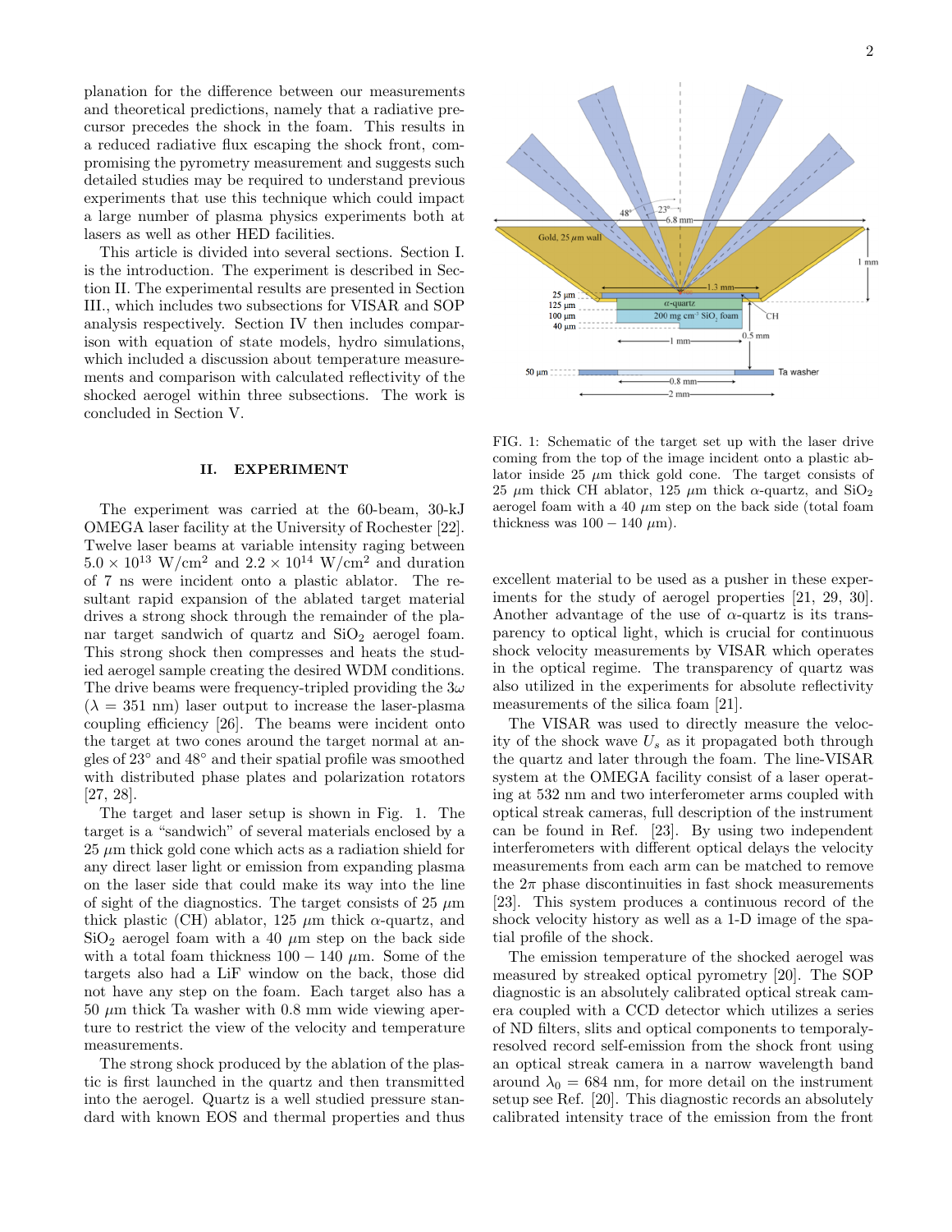planation for the difference between our measurements and theoretical predictions, namely that a radiative precursor precedes the shock in the foam. This results in a reduced radiative flux escaping the shock front, compromising the pyrometry measurement and suggests such detailed studies may be required to understand previous experiments that use this technique which could impact a large number of plasma physics experiments both at lasers as well as other HED facilities.

This article is divided into several sections. Section I. is the introduction. The experiment is described in Section II. The experimental results are presented in Section III., which includes two subsections for VISAR and SOP analysis respectively. Section IV then includes comparison with equation of state models, hydro simulations, which included a discussion about temperature measurements and comparison with calculated reflectivity of the shocked aerogel within three subsections. The work is concluded in Section V.

## II. EXPERIMENT

The experiment was carried at the 60-beam, 30-kJ OMEGA laser facility at the University of Rochester [22]. Twelve laser beams at variable intensity raging between $5.0 \times 10^{13}$ W/cm$^2$ and $2.2 \times 10^{14}$ W/cm$^2$ and duration of 7 ns were incident onto a plastic ablator. The resultant rapid expansion of the ablated target material drives a strong shock through the remainder of the planar target sandwich of quartz and $SiO_2$ aerogel foam. This strong shock then compresses and heats the studied aerogel sample creating the desired WDM conditions. The drive beams were frequency-tripled providing the $3\omega$ ($\lambda = 351$ nm) laser output to increase the laser-plasma coupling efficiency [26]. The beams were incident onto the target at two cones around the target normal at angles of 23° and 48° and their spatial profile was smoothed with distributed phase plates and polarization rotators [27, 28].

The target and laser setup is shown in Fig. 1. The target is a "sandwich" of several materials enclosed by a 25 $\mu$m thick gold cone which acts as a radiation shield for any direct laser light or emission from expanding plasma on the laser side that could make its way into the line of sight of the diagnostics. The target consists of 25 $\mu$m thick plastic (CH) ablator, 125 $\mu$m thick $\alpha$-quartz, and $SiO_2$ aerogel foam with a 40 $\mu$m step on the back side with a total foam thickness 100 − 140 $\mu$m. Some of the targets also had a LiF window on the back, those did not have any step on the foam. Each target also has a 50 $\mu$m thick Ta washer with 0.8 mm wide viewing aperture to restrict the view of the velocity and temperature measurements.

The strong shock produced by the ablation of the plastic is first launched in the quartz and then transmitted into the aerogel. Quartz is a well studied pressure standard with known EOS and thermal properties and thus excellent material to be used as a pusher in these experiments for the study of aerogel properties [21, 29, 30]. Another advantage of the use of $\alpha$-quartz is its transparency to optical light, which is crucial for continuous shock velocity measurements by VISAR which operates in the optical regime. The transparency of quartz was also utilized in the experiments for absolute reflectivity measurements of the silica foam [21].

48°
23°
6.8 mm
Gold, 25 $\mu$m wall
1 mm
1.3 mm
25 $\mu$m
125 $\mu$m
100 $\mu$m
40 $\mu$m
$\alpha$-quartz
200 mg cm$^{-3}$ $SiO_2$ foam
CH
1 mm
0.5 mm
50 $\mu$m
Ta washer
0.8 mm
2 mm

FIG. 1: Schematic of the target set up with the laser drive coming from the top of the image incident onto a plastic ablator inside 25 $\mu$m thick gold cone. The target consists of 25 $\mu$m thick CH ablator, 125 $\mu$m thick $\alpha$-quartz, and $SiO_2$ aerogel foam with a 40 $\mu$m step on the back side (total foam thickness was 100 − 140 $\mu$m).

The VISAR was used to directly measure the velocity of the shock wave $U_s$ as it propagated both through the quartz and later through the foam. The line-VISAR system at the OMEGA facility consist of a laser operating at 532 nm and two interferometer arms coupled with optical streak cameras, full description of the instrument can be found in Ref. [23]. By using two independent interferometers with different optical delays the velocity measurements from each arm can be matched to remove the $2\pi$ phase discontinuities in fast shock measurements [23]. This system produces a continuous record of the shock velocity history as well as a 1-D image of the spatial profile of the shock.

The emission temperature of the shocked aerogel was measured by streaked optical pyrometry [20]. The SOP diagnostic is an absolutely calibrated optical streak camera coupled with a CCD detector which utilizes a series of ND filters, slits and optical components to temporaly-resolved record self-emission from the shock front using an optical streak camera in a narrow wavelength band around $\lambda_0 = 684$ nm, for more detail on the instrument setup see Ref. [20]. This diagnostic records an absolutely calibrated intensity trace of the emission from the front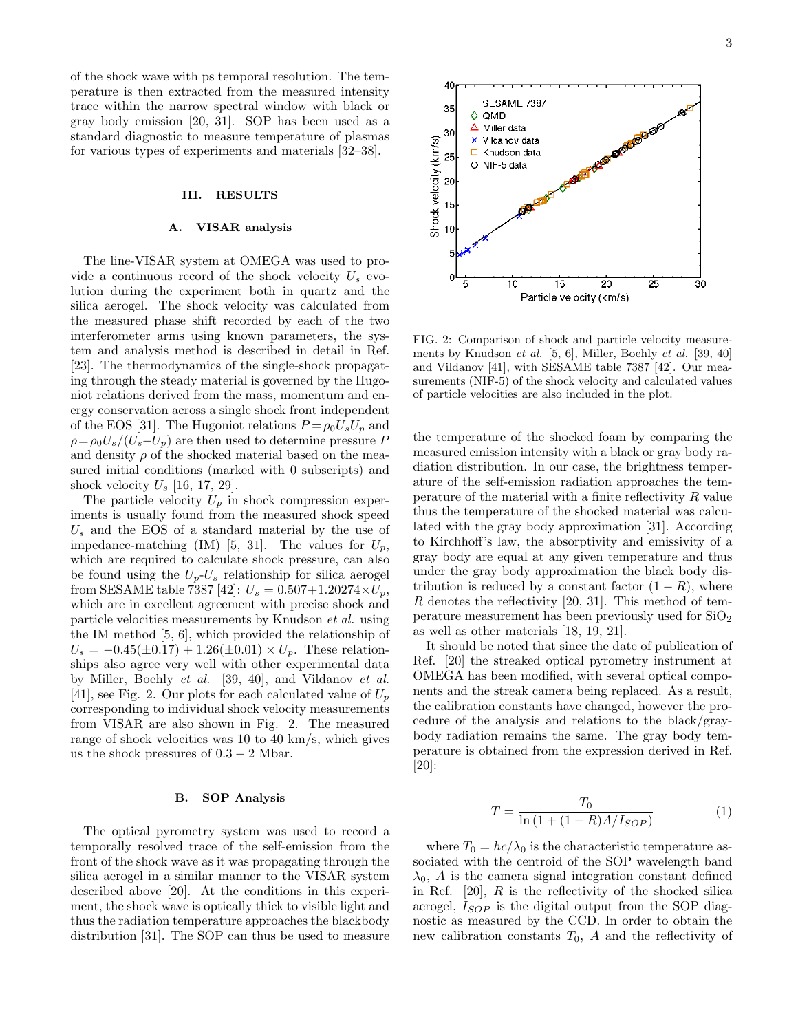of the shock wave with ps temporal resolution. The temperature is then extracted from the measured intensity trace within the narrow spectral window with black or gray body emission [20, 31]. SOP has been used as a standard diagnostic to measure temperature of plasmas for various types of experiments and materials [32–38].

## III. RESULTS

### A. VISAR analysis

The line-VISAR system at OMEGA was used to provide a continuous record of the shock velocity $U_s$ evolution during the experiment both in quartz and the silica aerogel. The shock velocity was calculated from the measured phase shift recorded by each of the two interferometer arms using known parameters, the system and analysis method is described in detail in Ref. [23]. The thermodynamics of the single-shock propagating through the steady material is governed by the Hugoniot relations derived from the mass, momentum and energy conservation across a single shock front independent of the EOS [31]. The Hugoniot relations $P = \rho_0 U_s U_p$ and $\rho = \rho_0 U_s/(U_s - U_p)$ are then used to determine pressure $P$ and density $\rho$ of the shocked material based on the measured initial conditions (marked with 0 subscripts) and shock velocity $U_s$ [16, 17, 29].

The particle velocity $U_p$ in shock compression experiments is usually found from the measured shock speed $U_s$ and the EOS of a standard material by the use of impedance-matching (IM) [5, 31]. The values for $U_p$, which are required to calculate shock pressure, can also be found using the $U_p$-$U_s$ relationship for silica aerogel from SESAME table 7387 [42]: $U_s = 0.507 + 1.20274 \times U_p$, which are in excellent agreement with precise shock and particle velocities measurements by Knudson *et al.* using the IM method [5, 6], which provided the relationship of $U_s = -0.45(\pm 0.17) + 1.26(\pm 0.01) \times U_p$. These relationships also agree very well with other experimental data by Miller, Boehly *et al.* [39, 40], and Vildanov *et al.* [41], see Fig. 2. Our plots for each calculated value of $U_p$ corresponding to individual shock velocity measurements from VISAR are also shown in Fig. 2. The measured range of shock velocities was 10 to 40 km/s, which gives us the shock pressures of $0.3 - 2$ Mbar.

### B. SOP Analysis

The optical pyrometry system was used to record a temporally resolved trace of the self-emission from the front of the shock wave as it was propagating through the silica aerogel in a similar manner to the VISAR system described above [20]. At the conditions in this experiment, the shock wave is optically thick to visible light and thus the radiation temperature approaches the blackbody distribution [31]. The SOP can thus be used to measure

SESAME 7387
QMD
Miller data
Vildanov data
Knudson data
NIF-5 data
Shock velocity (km/s)
Particle velocity (km/s)
0
5
10
15
20
25
30
35
40
5
10
15
20
25
30

FIG. 2: Comparison of shock and particle velocity measurements by Knudson *et al.* [5, 6], Miller, Boehly *et al.* [39, 40] and Vildanov [41], with SESAME table 7387 [42]. Our measurements (NIF-5) of the shock velocity and calculated values of particle velocities are also included in the plot.

the temperature of the shocked foam by comparing the measured emission intensity with a black or gray body radiation distribution. In our case, the brightness temperature of the self-emission radiation approaches the temperature of the material with a finite reflectivity $R$ value thus the temperature of the shocked material was calculated with the gray body approximation [31]. According to Kirchhoff's law, the absorptivity and emissivity of a gray body are equal at any given temperature and thus under the gray body approximation the black body distribution is reduced by a constant factor $(1 - R)$, where $R$ denotes the reflectivity [20, 31]. This method of temperature measurement has been previously used for $SiO_2$ as well as other materials [18, 19, 21].

It should be noted that since the date of publication of Ref. [20] the streaked optical pyrometry instrument at OMEGA has been modified, with several optical components and the streak camera being replaced. As a result, the calibration constants have changed, however the procedure of the analysis and relations to the black/gray-body radiation remains the same. The gray body temperature is obtained from the expression derived in Ref. [20]:

$$T = \frac{T_0}{\ln\left(1 + (1-R)A/I_{SOP}\right)} \tag{1}$$

where $T_0 = hc/\lambda_0$ is the characteristic temperature associated with the centroid of the SOP wavelength band $\lambda_0$, $A$ is the camera signal integration constant defined in Ref. [20], $R$ is the reflectivity of the shocked silica aerogel, $I_{SOP}$ is the digital output from the SOP diagnostic as measured by the CCD. In order to obtain the new calibration constants $T_0$, $A$ and the reflectivity of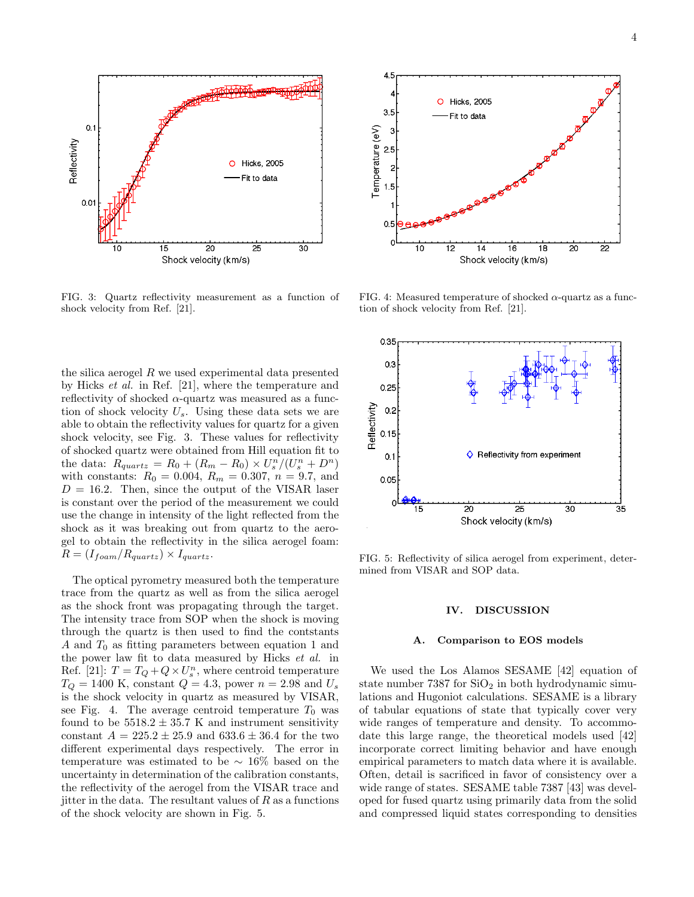Reflectivity

0.1

0.01

Hicks, 2005

Fit to data

10 15 20 25 30

Shock velocity (km/s)

FIG. 3: Quartz reflectivity measurement as a function of shock velocity from Ref. [21].

Temperature (eV)

4.5 4 3.5 3 2.5 2 1.5 1 0.5 0

Hicks, 2005

Fit to data

10 12 14 16 18 20 22

Shock velocity (km/s)

FIG. 4: Measured temperature of shocked $\alpha$-quartz as a function of shock velocity from Ref. [21].

the silica aerogel $R$ we used experimental data presented by Hicks *et al.* in Ref. [21], where the temperature and reflectivity of shocked $\alpha$-quartz was measured as a function of shock velocity $U_s$. Using these data sets we are able to obtain the reflectivity values for quartz for a given shock velocity, see Fig. 3. These values for reflectivity of shocked quartz were obtained from Hill equation fit to the data: $R_{quartz} = R_0 + (R_m - R_0) \times U_s^n/(U_s^n + D^n)$ with constants: $R_0 = 0.004$, $R_m = 0.307$, $n = 9.7$, and $D = 16.2$. Then, since the output of the VISAR laser is constant over the period of the measurement we could use the change in intensity of the light reflected from the shock as it was breaking out from quartz to the aerogel to obtain the reflectivity in the silica aerogel foam: $R = (I_{foam}/R_{quartz}) \times I_{quartz}$.

The optical pyrometry measured both the temperature trace from the quartz as well as from the silica aerogel as the shock front was propagating through the target. The intensity trace from SOP when the shock is moving through the quartz is then used to find the contstants $A$ and $T_0$ as fitting parameters between equation 1 and the power law fit to data measured by Hicks *et al.* in Ref. [21]: $T = T_Q + Q \times U_s^n$, where centroid temperature $T_Q = 1400$ K, constant $Q = 4.3$, power $n = 2.98$ and $U_s$ is the shock velocity in quartz as measured by VISAR, see Fig. 4. The average centroid temperature $T_0$ was found to be $5518.2 \pm 35.7$ K and instrument sensitivity constant $A = 225.2 \pm 25.9$ and $633.6 \pm 36.4$ for the two different experimental days respectively. The error in temperature was estimated to be $\sim 16\%$ based on the uncertainty in determination of the calibration constants, the reflectivity of the aerogel from the VISAR trace and jitter in the data. The resultant values of $R$ as a functions of the shock velocity are shown in Fig. 5.

Reflectivity

0.35 0.3 0.25 0.2 0.15 0.1 0.05 0

Reflectivity from experiment

15 20 25 30 35

Shock velocity (km/s)

FIG. 5: Reflectivity of silica aerogel from experiment, determined from VISAR and SOP data.

## IV. DISCUSSION

### A. Comparison to EOS models

We used the Los Alamos SESAME [42] equation of state number 7387 for $SiO_2$ in both hydrodynamic simulations and Hugoniot calculations. SESAME is a library of tabular equations of state that typically cover very wide ranges of temperature and density. To accommodate this large range, the theoretical models used [42] incorporate correct limiting behavior and have enough empirical parameters to match data where it is available. Often, detail is sacrificed in favor of consistency over a wide range of states. SESAME table 7387 [43] was developed for fused quartz using primarily data from the solid and compressed liquid states corresponding to densities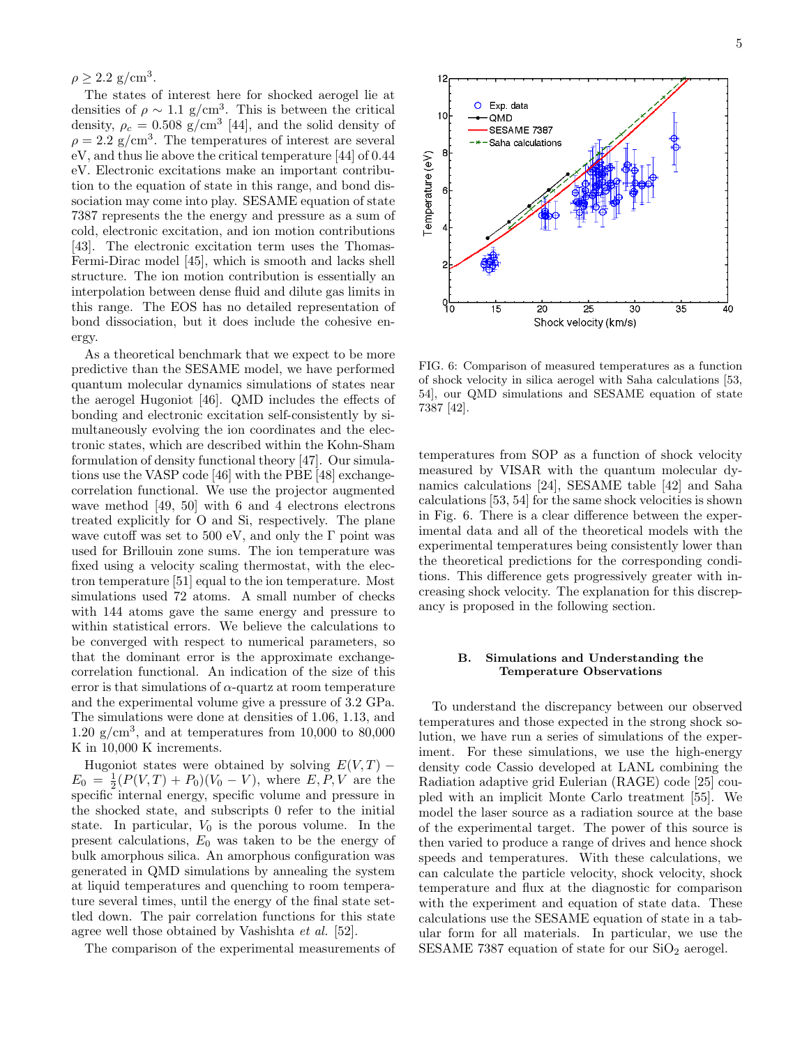$\rho \geq 2.2$ g/cm$^3$.

The states of interest here for shocked aerogel lie at densities of $\rho \sim 1.1$ g/cm$^3$. This is between the critical density, $\rho_c = 0.508$ g/cm$^3$ [44], and the solid density of $\rho = 2.2$ g/cm$^3$. The temperatures of interest are several eV, and thus lie above the critical temperature [44] of 0.44 eV. Electronic excitations make an important contribution to the equation of state in this range, and bond dissociation may come into play. SESAME equation of state 7387 represents the the energy and pressure as a sum of cold, electronic excitation, and ion motion contributions [43]. The electronic excitation term uses the Thomas-Fermi-Dirac model [45], which is smooth and lacks shell structure. The ion motion contribution is essentially an interpolation between dense fluid and dilute gas limits in this range. The EOS has no detailed representation of bond dissociation, but it does include the cohesive energy.

As a theoretical benchmark that we expect to be more predictive than the SESAME model, we have performed quantum molecular dynamics simulations of states near the aerogel Hugoniot [46]. QMD includes the effects of bonding and electronic excitation self-consistently by simultaneously evolving the ion coordinates and the electronic states, which are described within the Kohn-Sham formulation of density functional theory [47]. Our simulations use the VASP code [46] with the PBE [48] exchange-correlation functional. We use the projector augmented wave method [49, 50] with 6 and 4 electrons electrons treated explicitly for O and Si, respectively. The plane wave cutoff was set to 500 eV, and only the Γ point was used for Brillouin zone sums. The ion temperature was fixed using a velocity scaling thermostat, with the electron temperature [51] equal to the ion temperature. Most simulations used 72 atoms. A small number of checks with 144 atoms gave the same energy and pressure to within statistical errors. We believe the calculations to be converged with respect to numerical parameters, so that the dominant error is the approximate exchange-correlation functional. An indication of the size of this error is that simulations of $\alpha$-quartz at room temperature and the experimental volume give a pressure of 3.2 GPa. The simulations were done at densities of 1.06, 1.13, and 1.20 g/cm$^3$, and at temperatures from 10,000 to 80,000 K in 10,000 K increments.

Hugoniot states were obtained by solving $E(V,T) - E_0 = \frac{1}{2}(P(V,T) + P_0)(V_0 - V)$, where $E, P, V$ are the specific internal energy, specific volume and pressure in the shocked state, and subscripts 0 refer to the initial state. In particular, $V_0$ is the porous volume. In the present calculations, $E_0$ was taken to be the energy of bulk amorphous silica. An amorphous configuration was generated in QMD simulations by annealing the system at liquid temperatures and quenching to room temperature several times, until the energy of the final state settled down. The pair correlation functions for this state agree well those obtained by Vashishta *et al.* [52].

The comparison of the experimental measurements of temperatures from SOP as a function of shock velocity measured by VISAR with the quantum molecular dynamics calculations [24], SESAME table [42] and Saha calculations [53, 54] for the same shock velocities is shown in Fig. 6. There is a clear difference between the experimental data and all of the theoretical models with the experimental temperatures being consistently lower than the theoretical predictions for the corresponding conditions. This difference gets progressively greater with increasing shock velocity. The explanation for this discrepancy is proposed in the following section.

Exp. data
QMD
SESAME 7387
Saha calculations
Temperature (eV)
Shock velocity (km/s)
0 2 4 6 8 10 12
10 15 20 25 30 35 40

FIG. 6: Comparison of measured temperatures as a function of shock velocity in silica aerogel with Saha calculations [53, 54], our QMD simulations and SESAME equation of state 7387 [42].

### B. Simulations and Understanding the Temperature Observations

To understand the discrepancy between our observed temperatures and those expected in the strong shock solution, we have run a series of simulations of the experiment. For these simulations, we use the high-energy density code Cassio developed at LANL combining the Radiation adaptive grid Eulerian (RAGE) code [25] coupled with an implicit Monte Carlo treatment [55]. We model the laser source as a radiation source at the base of the experimental target. The power of this source is then varied to produce a range of drives and hence shock speeds and temperatures. With these calculations, we can calculate the particle velocity, shock velocity, shock temperature and flux at the diagnostic for comparison with the experiment and equation of state data. These calculations use the SESAME equation of state in a tabular form for all materials. In particular, we use the SESAME 7387 equation of state for our $SiO_2$ aerogel.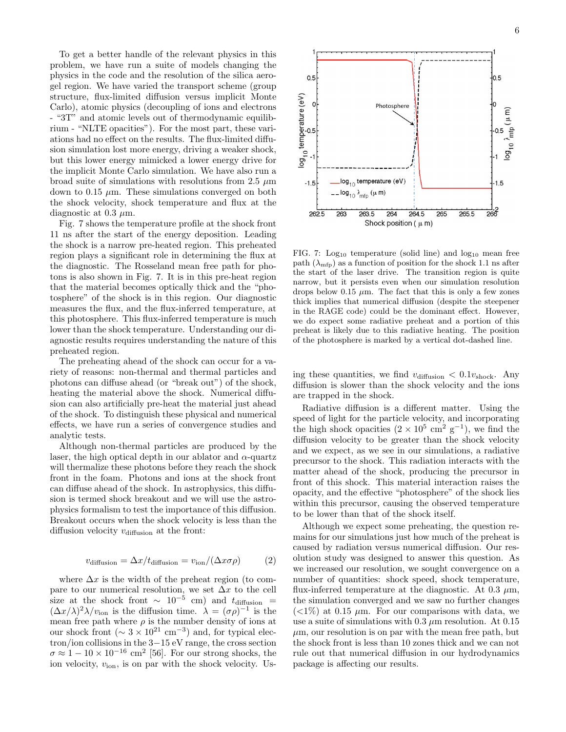To get a better handle of the relevant physics in this problem, we have run a suite of models changing the physics in the code and the resolution of the silica aerogel region. We have varied the transport scheme (group structure, flux-limited diffusion versus implicit Monte Carlo), atomic physics (decoupling of ions and electrons - "3T" and atomic levels out of thermodynamic equilibrium - "NLTE opacities"). For the most part, these variations had no effect on the results. The flux-limited diffusion simulation lost more energy, driving a weaker shock, but this lower energy mimicked a lower energy drive for the implicit Monte Carlo simulation. We have also run a broad suite of simulations with resolutions from 2.5 $\mu$m down to 0.15 $\mu$m. These simulations converged on both the shock velocity, shock temperature and flux at the diagnostic at 0.3 $\mu$m.

Fig. 7 shows the temperature profile at the shock front 11 ns after the start of the energy deposition. Leading the shock is a narrow pre-heated region. This preheated region plays a significant role in determining the flux at the diagnostic. The Rosseland mean free path for photons is also shown in Fig. 7. It is in this pre-heat region that the material becomes optically thick and the "photosphere" of the shock is in this region. Our diagnostic measures the flux, and the flux-inferred temperature, at this photosphere. This flux-inferred temperature is much lower than the shock temperature. Understanding our diagnostic results requires understanding the nature of this preheated region.

The preheating ahead of the shock can occur for a variety of reasons: non-thermal and thermal particles and photons can diffuse ahead (or "break out") of the shock, heating the material above the shock. Numerical diffusion can also artificially pre-heat the material just ahead of the shock. To distinguish these physical and numerical effects, we have run a series of convergence studies and analytic tests.

Although non-thermal particles are produced by the laser, the high optical depth in our ablator and $\alpha$-quartz will thermalize these photons before they reach the shock front in the foam. Photons and ions at the shock front can diffuse ahead of the shock. In astrophysics, this diffusion is termed shock breakout and we will use the astrophysics formalism to test the importance of this diffusion. Breakout occurs when the shock velocity is less than the diffusion velocity $v_{\rm diffusion}$ at the front:

$$v_{\rm diffusion} = \Delta x / t_{\rm diffusion} = v_{\rm ion}/(\Delta x \sigma \rho) \qquad (2)$$

where $\Delta x$ is the width of the preheat region (to compare to our numerical resolution, we set $\Delta x$ to the cell size at the shock front $\sim 10^{-5}$ cm) and $t_{\rm diffusion} = (\Delta x/\lambda)^2 \lambda / v_{\rm ion}$ is the diffusion time. $\lambda = (\sigma\rho)^{-1}$ is the mean free path where $\rho$ is the number density of ions at our shock front ($\sim 3 \times 10^{21}$ cm$^{-3}$) and, for typical electron/ion collisions in the 3−15 eV range, the cross section $\sigma \approx 1 - 10 \times 10^{-16}$ cm$^2$ [56]. For our strong shocks, the ion velocity, $v_{\rm ion}$, is on par with the shock velocity. Using these quantities, we find $v_{\rm diffusion} < 0.1 v_{\rm shock}$. Any diffusion is slower than the shock velocity and the ions are trapped in the shock.

Radiative diffusion is a different matter. Using the speed of light for the particle velocity, and incorporating the high shock opacities ($2 \times 10^5$ cm$^2$ g$^{-1}$), we find the diffusion velocity to be greater than the shock velocity and we expect, as we see in our simulations, a radiative precursor to the shock. This radiation interacts with the matter ahead of the shock, producing the precursor in front of this shock. This material interaction raises the opacity, and the effective "photosphere" of the shock lies within this precursor, causing the observed temperature to be lower than that of the shock itself.

Although we expect some preheating, the question remains for our simulations just how much of the preheat is caused by radiation versus numerical diffusion. Our resolution study was designed to answer this question. As we increased our resolution, we sought convergence on a number of quantities: shock speed, shock temperature, flux-inferred temperature at the diagnostic. At 0.3 $\mu$m, the simulation converged and we saw no further changes (<1%) at 0.15 $\mu$m. For our comparisons with data, we use a suite of simulations with 0.3 $\mu$m resolution. At 0.15 $\mu$m, our resolution is on par with the mean free path, but the shock front is less than 10 zones thick and we can not rule out that numerical diffusion in our hydrodynamics package is affecting our results.

Photosphere
$\log_{10}$ temperature (eV)
$\log_{10}$ $\lambda_{\rm mfp}$ ($\mu$ m)
Shock position ( $\mu$ m)
262.5 263 263.5 264 264.5 265 265.5 266
1 0.5 0 -0.5 -1 -1.5
1 0.5 0 -0.5 -1 -1.5 -2

FIG. 7: Log$_{10}$ temperature (solid line) and log$_{10}$ mean free path ($\lambda_{\rm mfp}$) as a function of position for the shock 1.1 ns after the start of the laser drive. The transition region is quite narrow, but it persists even when our simulation resolution drops below 0.15 $\mu$m. The fact that this is only a few zones thick implies that numerical diffusion (despite the steepener in the RAGE code) could be the dominant effect. However, we do expect some radiative preheat and a portion of this preheat is likely due to this radiative heating. The position of the photosphere is marked by a vertical dot-dashed line.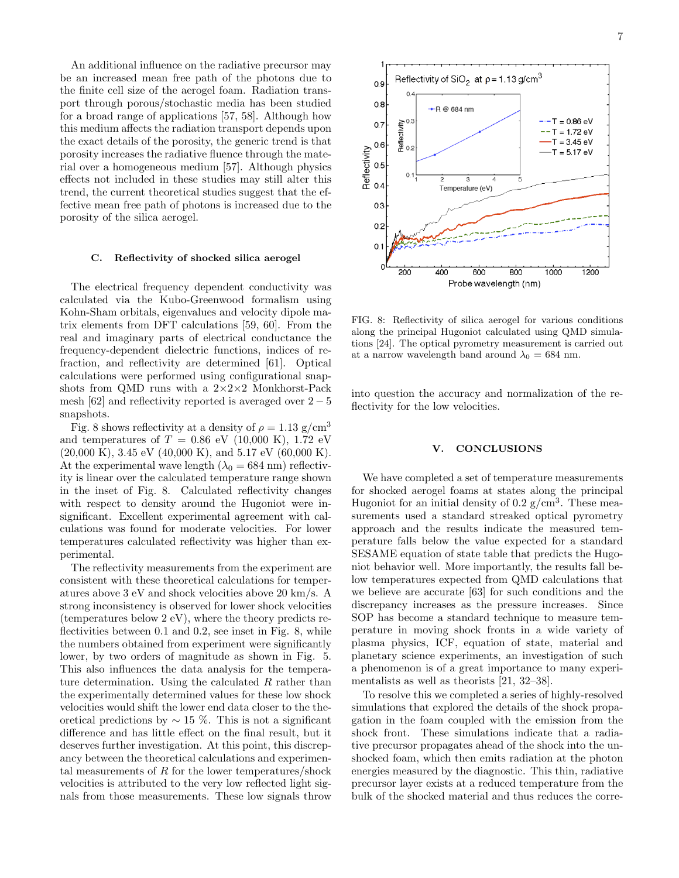An additional influence on the radiative precursor may be an increased mean free path of the photons due to the finite cell size of the aerogel foam. Radiation transport through porous/stochastic media has been studied for a broad range of applications [57, 58]. Although how this medium affects the radiation transport depends upon the exact details of the porosity, the generic trend is that porosity increases the radiative fluence through the material over a homogeneous medium [57]. Although physics effects not included in these studies may still alter this trend, the current theoretical studies suggest that the effective mean free path of photons is increased due to the porosity of the silica aerogel.

### C. Reflectivity of shocked silica aerogel

The electrical frequency dependent conductivity was calculated via the Kubo-Greenwood formalism using Kohn-Sham orbitals, eigenvalues and velocity dipole matrix elements from DFT calculations [59, 60]. From the real and imaginary parts of electrical conductance the frequency-dependent dielectric functions, indices of refraction, and reflectivity are determined [61]. Optical calculations were performed using configurational snapshots from QMD runs with a $2{\times}2{\times}2$ Monkhorst-Pack mesh [62] and reflectivity reported is averaged over $2-5$ snapshots.

Fig. 8 shows reflectivity at a density of $\rho = 1.13$ g/cm$^3$ and temperatures of $T = 0.86$ eV (10,000 K), 1.72 eV (20,000 K), 3.45 eV (40,000 K), and 5.17 eV (60,000 K). At the experimental wave length ($\lambda_0 = 684$ nm) reflectivity is linear over the calculated temperature range shown in the inset of Fig. 8. Calculated reflectivity changes with respect to density around the Hugoniot were insignificant. Excellent experimental agreement with calculations was found for moderate velocities. For lower temperatures calculated reflectivity was higher than experimental.

The reflectivity measurements from the experiment are consistent with these theoretical calculations for temperatures above 3 eV and shock velocities above 20 km/s. A strong inconsistency is observed for lower shock velocities (temperatures below 2 eV), where the theory predicts reflectivities between 0.1 and 0.2, see inset in Fig. 8, while the numbers obtained from experiment were significantly lower, by two orders of magnitude as shown in Fig. 5. This also influences the data analysis for the temperature determination. Using the calculated $R$ rather than the experimentally determined values for these low shock velocities would shift the lower end data closer to the theoretical predictions by $\sim 15$ %. This is not a significant difference and has little effect on the final result, but it deserves further investigation. At this point, this discrepancy between the theoretical calculations and experimental measurements of $R$ for the lower temperatures/shock velocities is attributed to the very low reflected light signals from those measurements. These low signals throw into question the accuracy and normalization of the reflectivity for the low velocities.

Reflectivity of SiO$_2$ at $\rho = 1.13$ g/cm$^3$

R @ 684 nm

Reflectivity

Temperature (eV)

T = 0.86 eV
T = 1.72 eV
T = 3.45 eV
T = 5.17 eV

Probe wavelength (nm)

FIG. 8: Reflectivity of silica aerogel for various conditions along the principal Hugoniot calculated using QMD simulations [24]. The optical pyrometry measurement is carried out at a narrow wavelength band around $\lambda_0 = 684$ nm.

## V. CONCLUSIONS

We have completed a set of temperature measurements for shocked aerogel foams at states along the principal Hugoniot for an initial density of 0.2 g/cm$^3$. These measurements used a standard streaked optical pyrometry approach and the results indicate the measured temperature falls below the value expected for a standard SESAME equation of state table that predicts the Hugoniot behavior well. More importantly, the results fall below temperatures expected from QMD calculations that we believe are accurate [63] for such conditions and the discrepancy increases as the pressure increases. Since SOP has become a standard technique to measure temperature in moving shock fronts in a wide variety of plasma physics, ICF, equation of state, material and planetary science experiments, an investigation of such a phenomenon is of a great importance to many experimentalists as well as theorists [21, 32–38].

To resolve this we completed a series of highly-resolved simulations that explored the details of the shock propagation in the foam coupled with the emission from the shock front. These simulations indicate that a radiative precursor propagates ahead of the shock into the unshocked foam, which then emits radiation at the photon energies measured by the diagnostic. This thin, radiative precursor layer exists at a reduced temperature from the bulk of the shocked material and thus reduces the corre-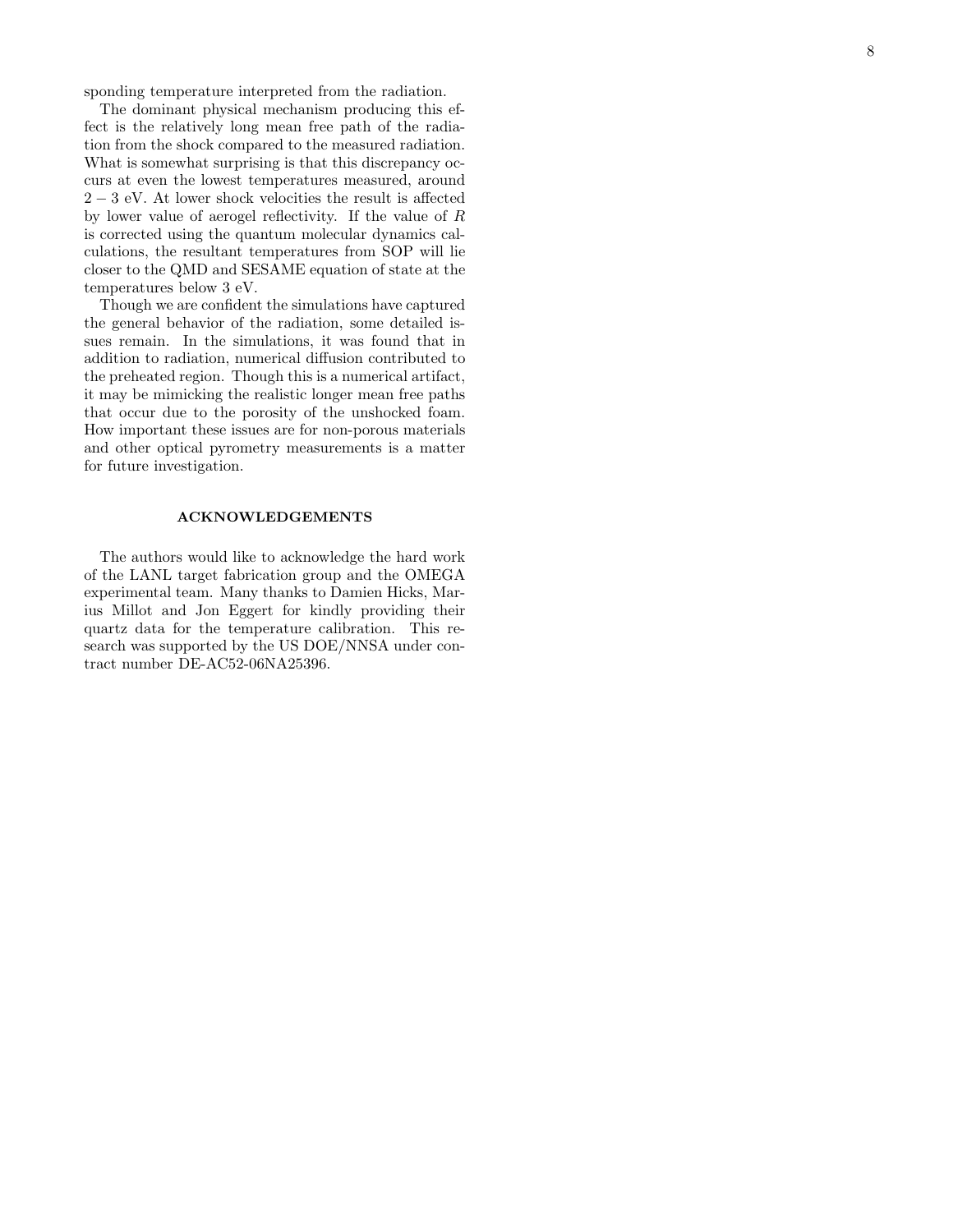sponding temperature interpreted from the radiation.

The dominant physical mechanism producing this effect is the relatively long mean free path of the radiation from the shock compared to the measured radiation. What is somewhat surprising is that this discrepancy occurs at even the lowest temperatures measured, around $2-3$ eV. At lower shock velocities the result is affected by lower value of aerogel reflectivity. If the value of $R$ is corrected using the quantum molecular dynamics calculations, the resultant temperatures from SOP will lie closer to the QMD and SESAME equation of state at the temperatures below 3 eV.

Though we are confident the simulations have captured the general behavior of the radiation, some detailed issues remain. In the simulations, it was found that in addition to radiation, numerical diffusion contributed to the preheated region. Though this is a numerical artifact, it may be mimicking the realistic longer mean free paths that occur due to the porosity of the unshocked foam. How important these issues are for non-porous materials and other optical pyrometry measurements is a matter for future investigation.

## ACKNOWLEDGEMENTS

The authors would like to acknowledge the hard work of the LANL target fabrication group and the OMEGA experimental team. Many thanks to Damien Hicks, Marius Millot and Jon Eggert for kindly providing their quartz data for the temperature calibration. This research was supported by the US DOE/NNSA under contract number DE-AC52-06NA25396.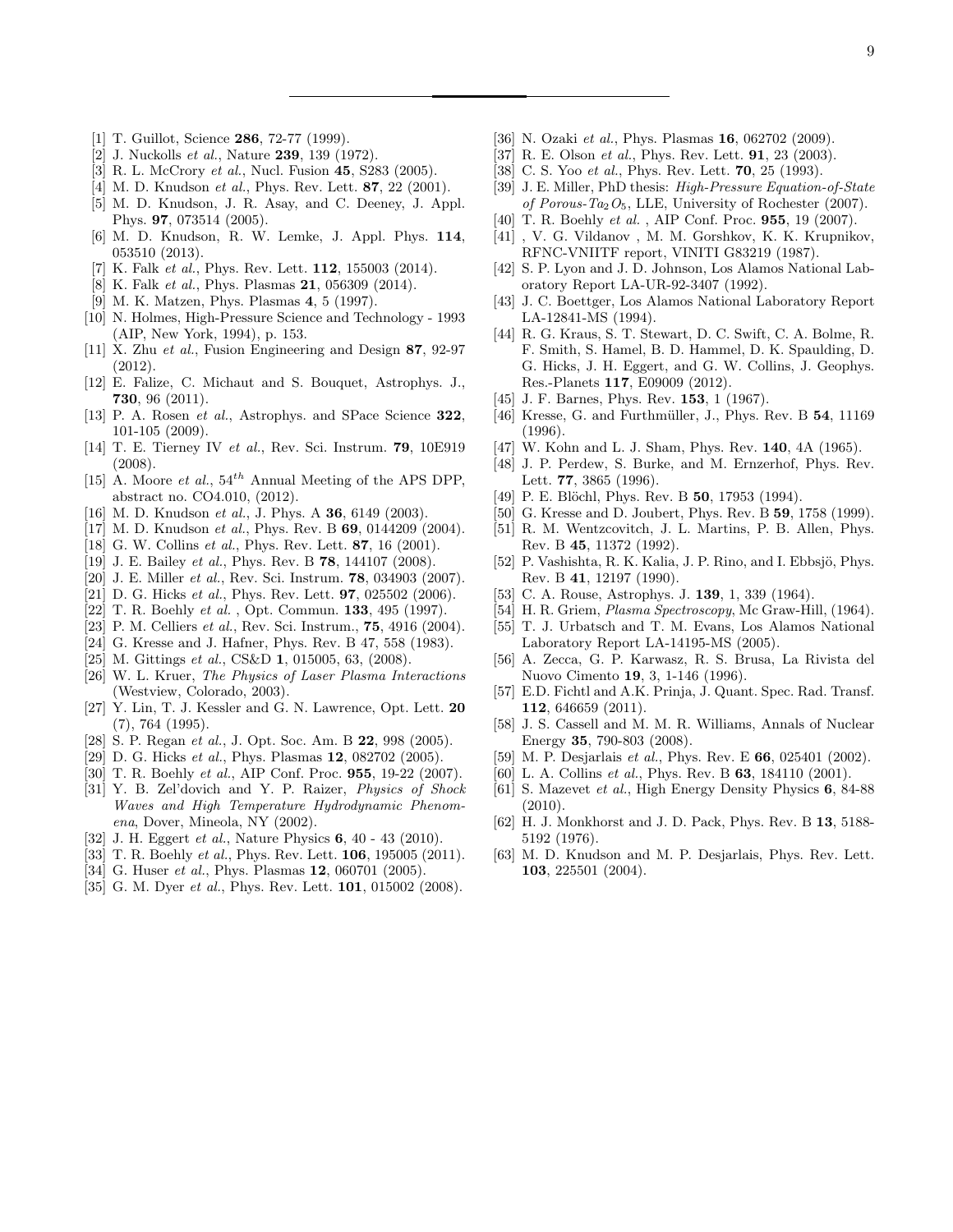[1] T. Guillot, Science **286**, 72-77 (1999).

[2] J. Nuckolls *et al.*, Nature **239**, 139 (1972).

[3] R. L. McCrory *et al.*, Nucl. Fusion **45**, S283 (2005).

[4] M. D. Knudson *et al.*, Phys. Rev. Lett. **87**, 22 (2001).

[5] M. D. Knudson, J. R. Asay, and C. Deeney, J. Appl. Phys. **97**, 073514 (2005).

[6] M. D. Knudson, R. W. Lemke, J. Appl. Phys. **114**, 053510 (2013).

[7] K. Falk *et al.*, Phys. Rev. Lett. **112**, 155003 (2014).

[8] K. Falk *et al.*, Phys. Plasmas **21**, 056309 (2014).

[9] M. K. Matzen, Phys. Plasmas **4**, 5 (1997).

[10] N. Holmes, High-Pressure Science and Technology - 1993 (AIP, New York, 1994), p. 153.

[11] X. Zhu *et al.*, Fusion Engineering and Design **87**, 92-97 (2012).

[12] E. Falize, C. Michaut and S. Bouquet, Astrophys. J., **730**, 96 (2011).

[13] P. A. Rosen *et al.*, Astrophys. and SPace Science **322**, 101-105 (2009).

[14] T. E. Tierney IV *et al.*, Rev. Sci. Instrum. **79**, 10E919 (2008).

[15] A. Moore *et al.*, $54^{th}$ Annual Meeting of the APS DPP, abstract no. CO4.010, (2012).

[16] M. D. Knudson *et al.*, J. Phys. A **36**, 6149 (2003).

[17] M. D. Knudson *et al.*, Phys. Rev. B **69**, 0144209 (2004).

[18] G. W. Collins *et al.*, Phys. Rev. Lett. **87**, 16 (2001).

[19] J. E. Bailey *et al.*, Phys. Rev. B **78**, 144107 (2008).

[20] J. E. Miller *et al.*, Rev. Sci. Instrum. **78**, 034903 (2007).

[21] D. G. Hicks *et al.*, Phys. Rev. Lett. **97**, 025502 (2006).

[22] T. R. Boehly *et al.* , Opt. Commun. **133**, 495 (1997).

[23] P. M. Celliers *et al.*, Rev. Sci. Instrum., **75**, 4916 (2004).

[24] G. Kresse and J. Hafner, Phys. Rev. B 47, 558 (1983).

[25] M. Gittings *et al.*, CS&D **1**, 015005, 63, (2008).

[26] W. L. Kruer, *The Physics of Laser Plasma Interactions* (Westview, Colorado, 2003).

[27] Y. Lin, T. J. Kessler and G. N. Lawrence, Opt. Lett. **20** (7), 764 (1995).

[28] S. P. Regan *et al.*, J. Opt. Soc. Am. B **22**, 998 (2005).

[29] D. G. Hicks *et al.*, Phys. Plasmas **12**, 082702 (2005).

[30] T. R. Boehly *et al.*, AIP Conf. Proc. **955**, 19-22 (2007).

[31] Y. B. Zel'dovich and Y. P. Raizer, *Physics of Shock Waves and High Temperature Hydrodynamic Phenomena*, Dover, Mineola, NY (2002).

[32] J. H. Eggert *et al.*, Nature Physics **6**, 40 - 43 (2010).

[33] T. R. Boehly *et al.*, Phys. Rev. Lett. **106**, 195005 (2011).

[34] G. Huser *et al.*, Phys. Plasmas **12**, 060701 (2005).

[35] G. M. Dyer *et al.*, Phys. Rev. Lett. **101**, 015002 (2008).

[36] N. Ozaki *et al.*, Phys. Plasmas **16**, 062702 (2009).

[37] R. E. Olson *et al.*, Phys. Rev. Lett. **91**, 23 (2003).

[38] C. S. Yoo *et al.*, Phys. Rev. Lett. **70**, 25 (1993).

[39] J. E. Miller, PhD thesis: *High-Pressure Equation-of-State of Porous-*$Ta_2O_5$, LLE, University of Rochester (2007).

[40] T. R. Boehly *et al.* , AIP Conf. Proc. **955**, 19 (2007).

[41] , V. G. Vildanov , M. M. Gorshkov, K. K. Krupnikov, RFNC-VNIITF report, VINITI G83219 (1987).

[42] S. P. Lyon and J. D. Johnson, Los Alamos National Laboratory Report LA-UR-92-3407 (1992).

[43] J. C. Boettger, Los Alamos National Laboratory Report LA-12841-MS (1994).

[44] R. G. Kraus, S. T. Stewart, D. C. Swift, C. A. Bolme, R. F. Smith, S. Hamel, B. D. Hammel, D. K. Spaulding, D. G. Hicks, J. H. Eggert, and G. W. Collins, J. Geophys. Res.-Planets **117**, E09009 (2012).

[45] J. F. Barnes, Phys. Rev. **153**, 1 (1967).

[46] Kresse, G. and Furthmüller, J., Phys. Rev. B **54**, 11169 (1996).

[47] W. Kohn and L. J. Sham, Phys. Rev. **140**, 4A (1965).

[48] J. P. Perdew, S. Burke, and M. Ernzerhof, Phys. Rev. Lett. **77**, 3865 (1996).

[49] P. E. Blöchl, Phys. Rev. B **50**, 17953 (1994).

[50] G. Kresse and D. Joubert, Phys. Rev. B **59**, 1758 (1999).

[51] R. M. Wentzcovitch, J. L. Martins, P. B. Allen, Phys. Rev. B **45**, 11372 (1992).

[52] P. Vashishta, R. K. Kalia, J. P. Rino, and I. Ebbsjö, Phys. Rev. B **41**, 12197 (1990).

[53] C. A. Rouse, Astrophys. J. **139**, 1, 339 (1964).

[54] H. R. Griem, *Plasma Spectroscopy*, Mc Graw-Hill, (1964).

[55] T. J. Urbatsch and T. M. Evans, Los Alamos National Laboratory Report LA-14195-MS (2005).

[56] A. Zecca, G. P. Karwasz, R. S. Brusa, La Rivista del Nuovo Cimento **19**, 3, 1-146 (1996).

[57] E.D. Fichtl and A.K. Prinja, J. Quant. Spec. Rad. Transf. **112**, 646659 (2011).

[58] J. S. Cassell and M. M. R. Williams, Annals of Nuclear Energy **35**, 790-803 (2008).

[59] M. P. Desjarlais *et al.*, Phys. Rev. E **66**, 025401 (2002).

[60] L. A. Collins *et al.*, Phys. Rev. B **63**, 184110 (2001).

[61] S. Mazevet *et al.*, High Energy Density Physics **6**, 84-88 (2010).

[62] H. J. Monkhorst and J. D. Pack, Phys. Rev. B **13**, 5188-5192 (1976).

[63] M. D. Knudson and M. P. Desjarlais, Phys. Rev. Lett. **103**, 225501 (2004).